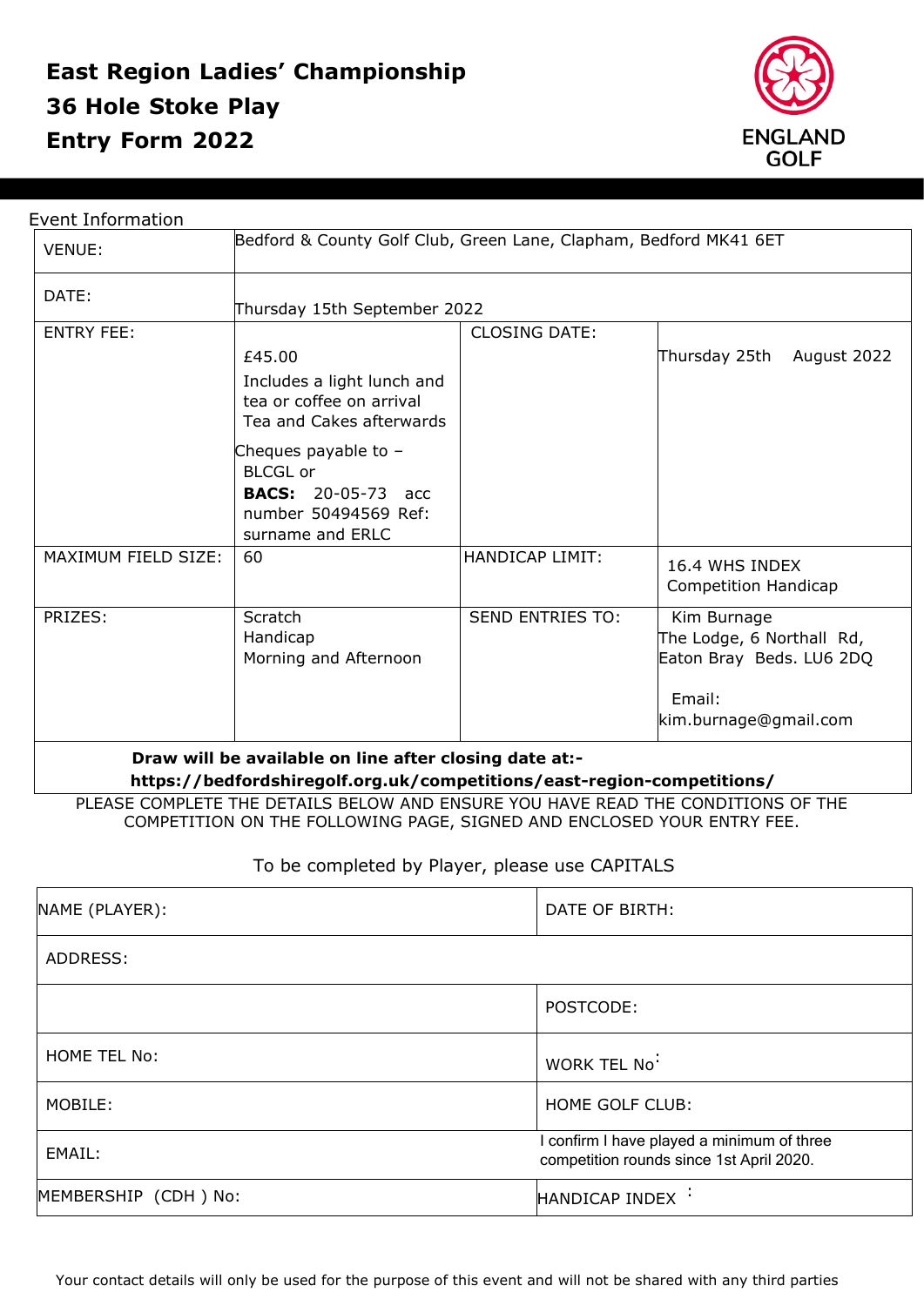# East Region Ladies' Championship
# 36 Hole Stoke Play
# Entry Form 2022

ENGLAND GOLF

Event Information

| | | | |
|---|---|---|---|
| VENUE: | Bedford & County Golf Club, Green Lane, Clapham, Bedford MK41 6ET | | |
| DATE: | Thursday 15th September 2022 | | |
| ENTRY FEE: | £45.00<br>Includes a light lunch and tea or coffee on arrival Tea and Cakes afterwards<br>Cheques payable to – BLCGL or **BACS:** 20-05-73 acc number 50494569 Ref: surname and ERLC | CLOSING DATE: | Thursday 25th August 2022 |
| MAXIMUM FIELD SIZE: | 60 | HANDICAP LIMIT: | 16.4 WHS INDEX Competition Handicap |
| PRIZES: | Scratch<br>Handicap<br>Morning and Afternoon | SEND ENTRIES TO: | Kim Burnage<br>The Lodge, 6 Northall Rd, Eaton Bray Beds. LU6 2DQ<br>Email: kim.burnage@gmail.com |

**Draw will be available on line after closing date at:-**
**https://bedfordshiregolf.org.uk/competitions/east-region-competitions/**

PLEASE COMPLETE THE DETAILS BELOW AND ENSURE YOU HAVE READ THE CONDITIONS OF THE COMPETITION ON THE FOLLOWING PAGE, SIGNED AND ENCLOSED YOUR ENTRY FEE.

To be completed by Player, please use CAPITALS

| | |
|---|---|
| NAME (PLAYER): | DATE OF BIRTH: |
| ADDRESS: | |
| | POSTCODE: |
| HOME TEL No: | WORK TEL No: |
| MOBILE: | HOME GOLF CLUB: |
| EMAIL: | I confirm I have played a minimum of three competition rounds since 1st April 2020. |
| MEMBERSHIP (CDH ) No: | HANDICAP INDEX : |

Your contact details will only be used for the purpose of this event and will not be shared with any third parties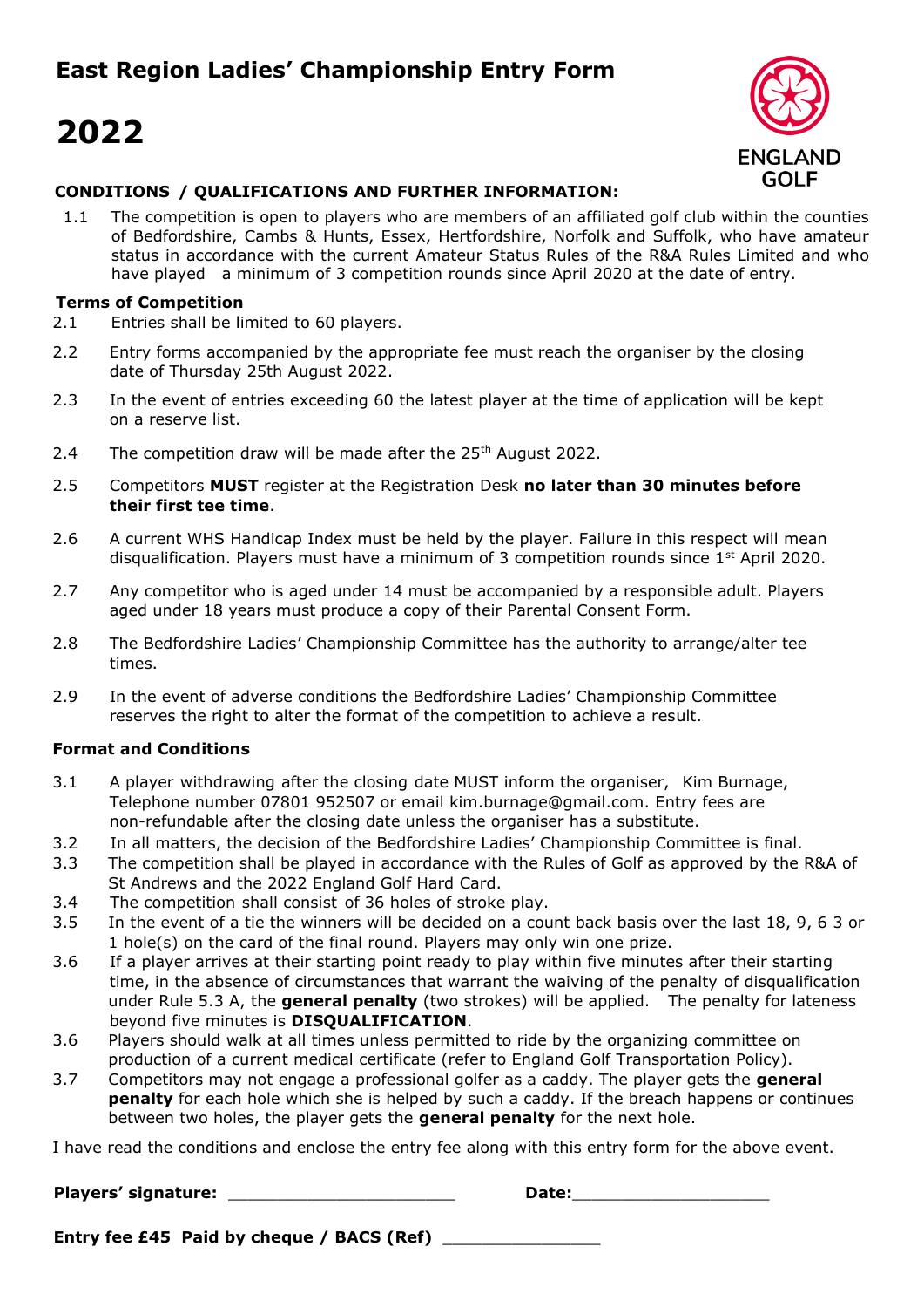# East Region Ladies' Championship Entry Form

# 2022

ENGLAND GOLF

**CONDITIONS / QUALIFICATIONS AND FURTHER INFORMATION:**

1.1 The competition is open to players who are members of an affiliated golf club within the counties of Bedfordshire, Cambs & Hunts, Essex, Hertfordshire, Norfolk and Suffolk, who have amateur status in accordance with the current Amateur Status Rules of the R&A Rules Limited and who have played a minimum of 3 competition rounds since April 2020 at the date of entry.

**Terms of Competition**

2.1 Entries shall be limited to 60 players.

2.2 Entry forms accompanied by the appropriate fee must reach the organiser by the closing date of Thursday 25th August 2022.

2.3 In the event of entries exceeding 60 the latest player at the time of application will be kept on a reserve list.

2.4 The competition draw will be made after the 25th August 2022.

2.5 Competitors **MUST** register at the Registration Desk **no later than 30 minutes before their first tee time**.

2.6 A current WHS Handicap Index must be held by the player. Failure in this respect will mean disqualification. Players must have a minimum of 3 competition rounds since 1st April 2020.

2.7 Any competitor who is aged under 14 must be accompanied by a responsible adult. Players aged under 18 years must produce a copy of their Parental Consent Form.

2.8 The Bedfordshire Ladies' Championship Committee has the authority to arrange/alter tee times.

2.9 In the event of adverse conditions the Bedfordshire Ladies' Championship Committee reserves the right to alter the format of the competition to achieve a result.

**Format and Conditions**

3.1 A player withdrawing after the closing date MUST inform the organiser, Kim Burnage, Telephone number 07801 952507 or email kim.burnage@gmail.com. Entry fees are non-refundable after the closing date unless the organiser has a substitute.

3.2 In all matters, the decision of the Bedfordshire Ladies' Championship Committee is final.

3.3 The competition shall be played in accordance with the Rules of Golf as approved by the R&A of St Andrews and the 2022 England Golf Hard Card.

3.4 The competition shall consist of 36 holes of stroke play.

3.5 In the event of a tie the winners will be decided on a count back basis over the last 18, 9, 6 3 or 1 hole(s) on the card of the final round. Players may only win one prize.

3.6 If a player arrives at their starting point ready to play within five minutes after their starting time, in the absence of circumstances that warrant the waiving of the penalty of disqualification under Rule 5.3 A, the **general penalty** (two strokes) will be applied. The penalty for lateness beyond five minutes is **DISQUALIFICATION**.

3.6 Players should walk at all times unless permitted to ride by the organizing committee on production of a current medical certificate (refer to England Golf Transportation Policy).

3.7 Competitors may not engage a professional golfer as a caddy. The player gets the **general penalty** for each hole which she is helped by such a caddy. If the breach happens or continues between two holes, the player gets the **general penalty** for the next hole.

I have read the conditions and enclose the entry fee along with this entry form for the above event.

**Players' signature:** ______________________ **Date:**____________________

**Entry fee £45 Paid by cheque / BACS (Ref)** _______________